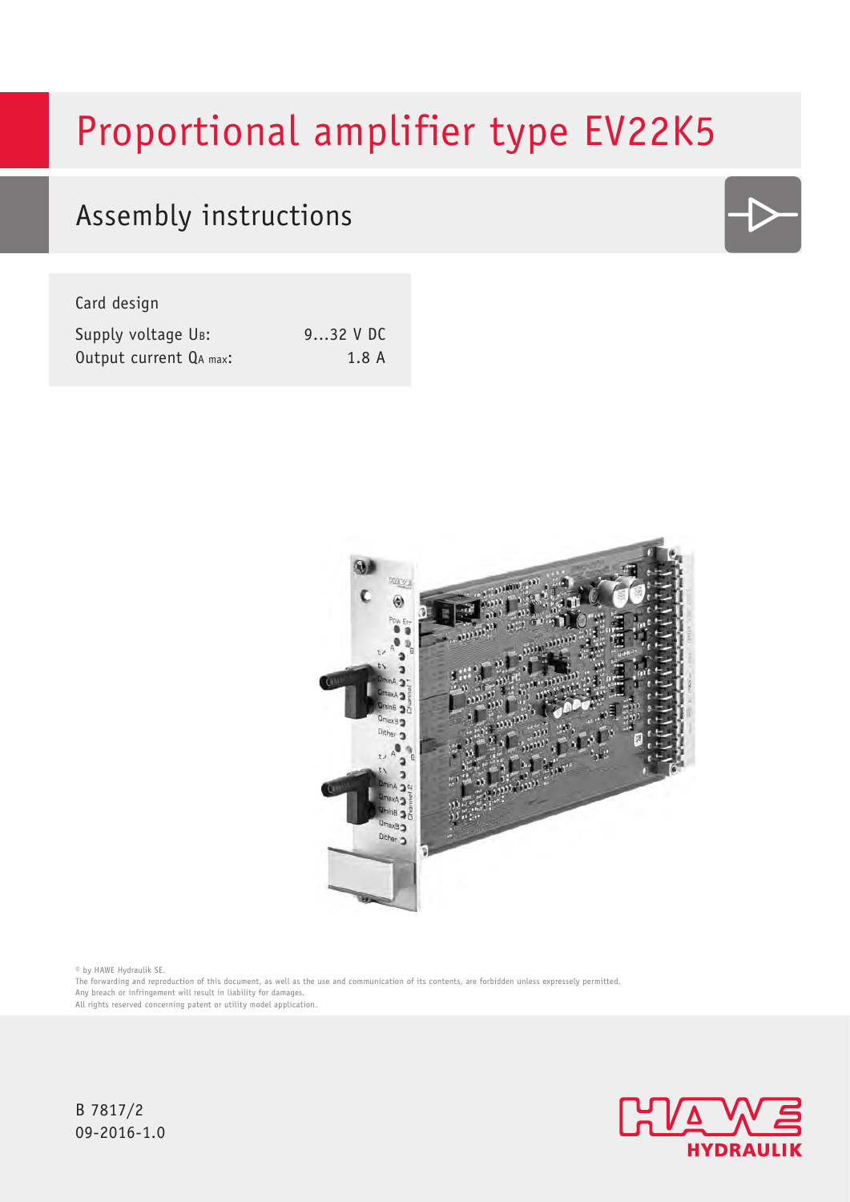# Proportional amplifier type EV22K5

## Assembly instructions

Card design

| Supply voltage $U_B$: | 9...32 V DC |
|---|---|
| Output current $Q_{A\ max}$: | 1.8 A |

© by HAWE Hydraulik SE.
The forwarding and reproduction of this document, as well as the use and communication of its contents, are forbidden unless expressely permitted.
Any breach or infringement will result in liability for damages.
All rights reserved concerning patent or utility model application.

B 7817/2
09-2016-1.0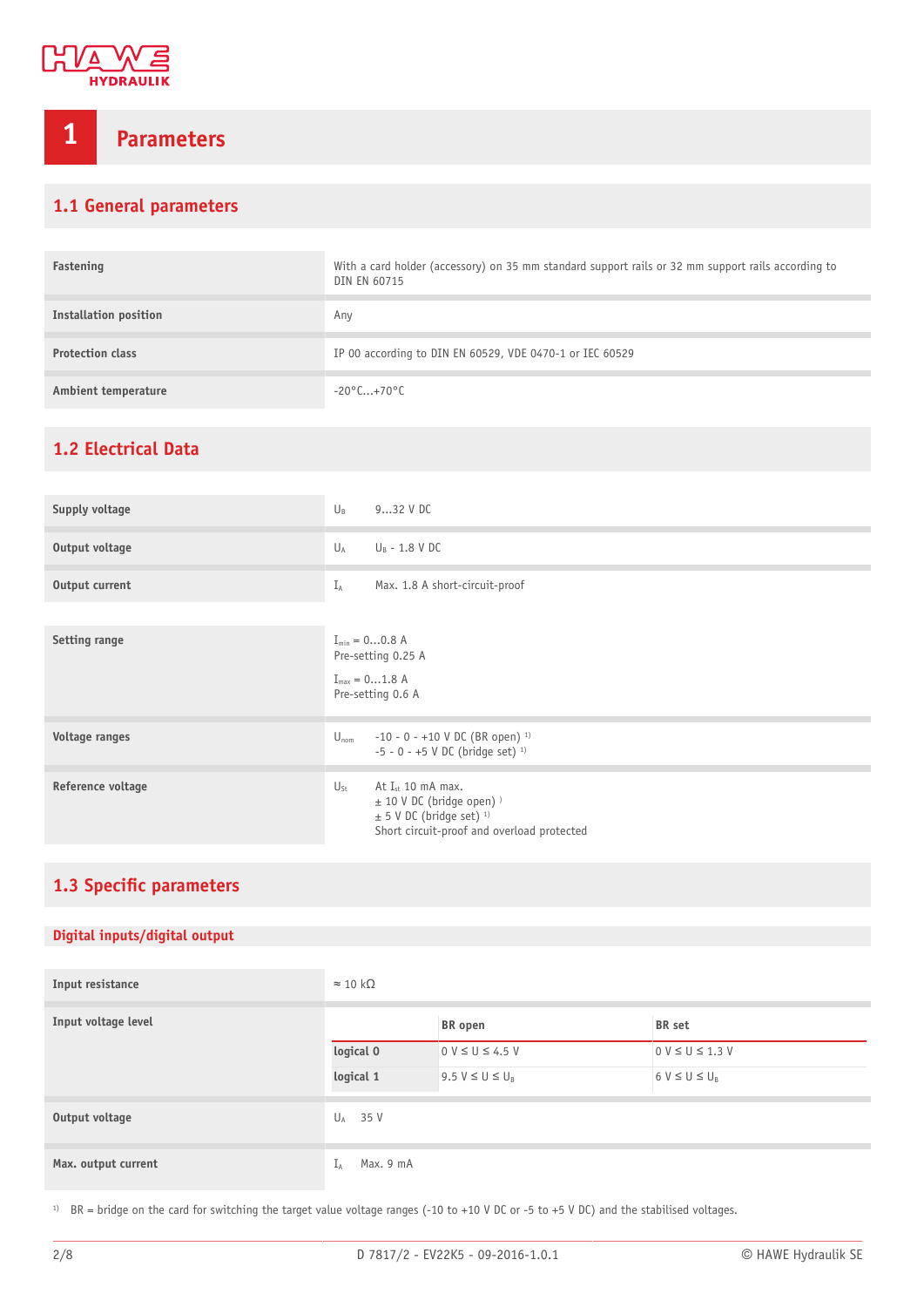# 1 Parameters

## 1.1 General parameters

| | |
|---|---|
| **Fastening** | With a card holder (accessory) on 35 mm standard support rails or 32 mm support rails according to DIN EN 60715 |
| **Installation position** | Any |
| **Protection class** | IP 00 according to DIN EN 60529, VDE 0470-1 or IEC 60529 |
| **Ambient temperature** | -20°C...+70°C |

## 1.2 Electrical Data

| | | |
|---|---|---|
| **Supply voltage** | $U_B$ | 9...32 V DC |
| **Output voltage** | $U_A$ | $U_B$ - 1.8 V DC |
| **Output current** | $I_A$ | Max. 1.8 A short-circuit-proof |

| | |
|---|---|
| **Setting range** | $I_{min}$ = 0...0.8 A<br>Pre-setting 0.25 A<br>$I_{max}$ = 0...1.8 A<br>Pre-setting 0.6 A |

| | | |
|---|---|---|
| **Voltage ranges** | $U_{nom}$ | -10 - 0 - +10 V DC (BR open) [1)]<br>-5 - 0 - +5 V DC (bridge set) [1)] |
| **Reference voltage** | $U_{St}$ | At $I_{St}$ 10 mA max.<br>± 10 V DC (bridge open) [)]<br>± 5 V DC (bridge set) [1)]<br>Short circuit-proof and overload protected |

## 1.3 Specific parameters

### Digital inputs/digital output

| | | | |
|---|---|---|---|
| **Input resistance** | ≈ 10 kΩ | | |
| **Input voltage level** | | **BR open** | **BR set** |
| | **logical 0** | 0 V ≤ U ≤ 4.5 V | 0 V ≤ U ≤ 1.3 V |
| | **logical 1** | 9.5 V ≤ U ≤ $U_B$ | 6 V ≤ U ≤ $U_B$ |
| **Output voltage** | $U_A$ 35 V | | |
| **Max. output current** | $I_A$ Max. 9 mA | | |

[1)] BR = bridge on the card for switching the target value voltage ranges (-10 to +10 V DC or -5 to +5 V DC) and the stabilised voltages.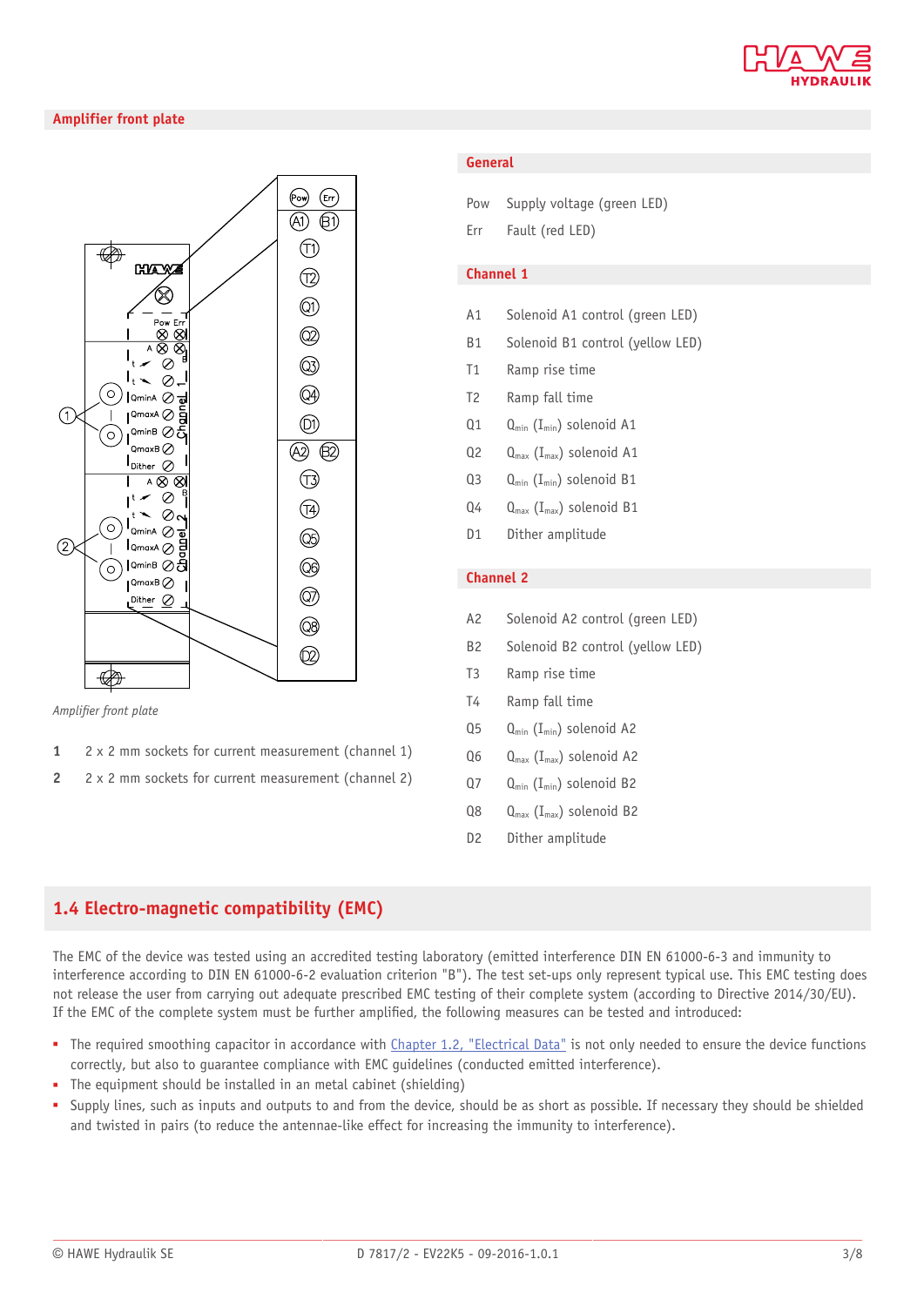## Amplifier front plate

*Amplifier front plate*

**1** 2 x 2 mm sockets for current measurement (channel 1)

**2** 2 x 2 mm sockets for current measurement (channel 2)

### General

| | |
|---|---|
| Pow | Supply voltage (green LED) |
| Err | Fault (red LED) |

### Channel 1

| | |
|---|---|
| A1 | Solenoid A1 control (green LED) |
| B1 | Solenoid B1 control (yellow LED) |
| T1 | Ramp rise time |
| T2 | Ramp fall time |
| Q1 | $Q_{min}$ ($I_{min}$) solenoid A1 |
| Q2 | $Q_{max}$ ($I_{max}$) solenoid A1 |
| Q3 | $Q_{min}$ ($I_{min}$) solenoid B1 |
| Q4 | $Q_{max}$ ($I_{max}$) solenoid B1 |
| D1 | Dither amplitude |

### Channel 2

| | |
|---|---|
| A2 | Solenoid A2 control (green LED) |
| B2 | Solenoid B2 control (yellow LED) |
| T3 | Ramp rise time |
| T4 | Ramp fall time |
| Q5 | $Q_{min}$ ($I_{min}$) solenoid A2 |
| Q6 | $Q_{max}$ ($I_{max}$) solenoid A2 |
| Q7 | $Q_{min}$ ($I_{min}$) solenoid B2 |
| Q8 | $Q_{max}$ ($I_{max}$) solenoid B2 |
| D2 | Dither amplitude |

## 1.4 Electro-magnetic compatibility (EMC)

The EMC of the device was tested using an accredited testing laboratory (emitted interference DIN EN 61000-6-3 and immunity to interference according to DIN EN 61000-6-2 evaluation criterion "B"). The test set-ups only represent typical use. This EMC testing does not release the user from carrying out adequate prescribed EMC testing of their complete system (according to Directive 2014/30/EU). If the EMC of the complete system must be further amplified, the following measures can be tested and introduced:

- The required smoothing capacitor in accordance with Chapter 1.2, "Electrical Data" is not only needed to ensure the device functions correctly, but also to guarantee compliance with EMC guidelines (conducted emitted interference).
- The equipment should be installed in an metal cabinet (shielding)
- Supply lines, such as inputs and outputs to and from the device, should be as short as possible. If necessary they should be shielded and twisted in pairs (to reduce the antennae-like effect for increasing the immunity to interference).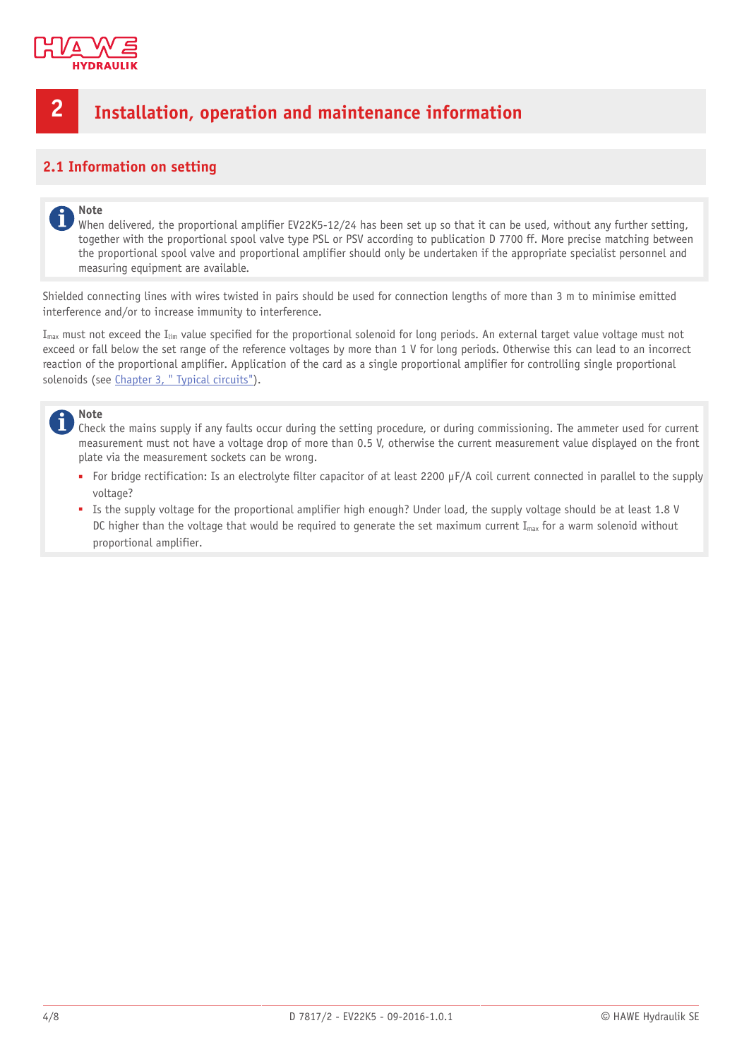# 2 Installation, operation and maintenance information

## 2.1 Information on setting

**Note**
When delivered, the proportional amplifier EV22K5-12/24 has been set up so that it can be used, without any further setting, together with the proportional spool valve type PSL or PSV according to publication D 7700 ff. More precise matching between the proportional spool valve and proportional amplifier should only be undertaken if the appropriate specialist personnel and measuring equipment are available.

Shielded connecting lines with wires twisted in pairs should be used for connection lengths of more than 3 m to minimise emitted interference and/or to increase immunity to interference.

$I_{max}$ must not exceed the $I_{lim}$ value specified for the proportional solenoid for long periods. An external target value voltage must not exceed or fall below the set range of the reference voltages by more than 1 V for long periods. Otherwise this can lead to an incorrect reaction of the proportional amplifier. Application of the card as a single proportional amplifier for controlling single proportional solenoids (see Chapter 3, " Typical circuits").

**Note**
Check the mains supply if any faults occur during the setting procedure, or during commissioning. The ammeter used for current measurement must not have a voltage drop of more than 0.5 V, otherwise the current measurement value displayed on the front plate via the measurement sockets can be wrong.

- For bridge rectification: Is an electrolyte filter capacitor of at least 2200 µF/A coil current connected in parallel to the supply voltage?
- Is the supply voltage for the proportional amplifier high enough? Under load, the supply voltage should be at least 1.8 V DC higher than the voltage that would be required to generate the set maximum current $I_{max}$ for a warm solenoid without proportional amplifier.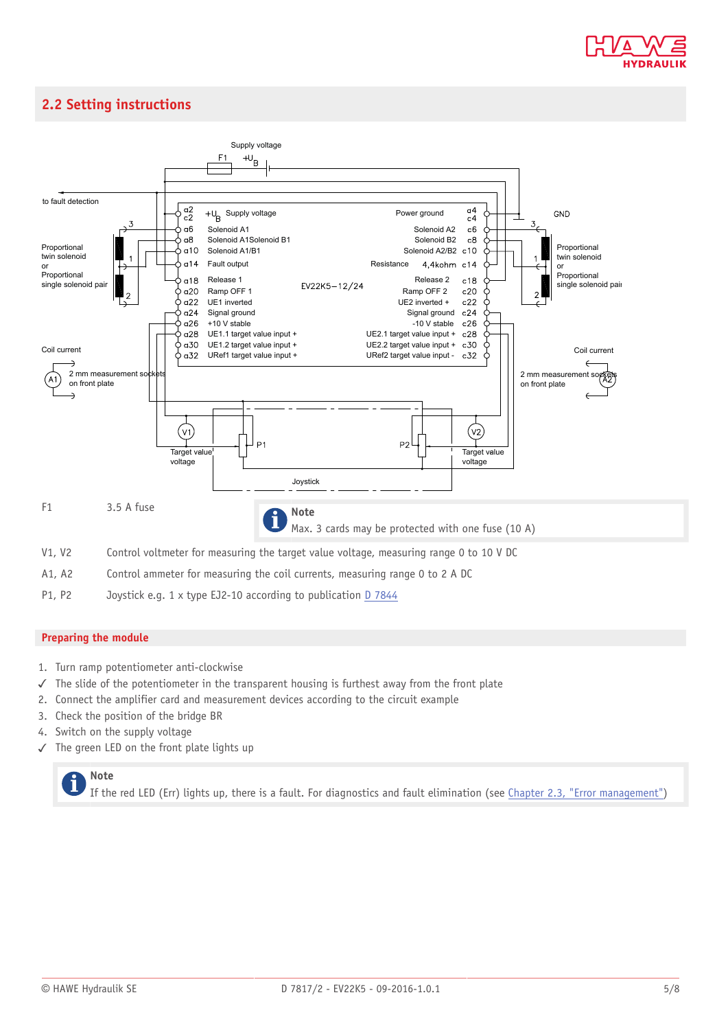## 2.2 Setting instructions

| | |
|---|---|
| F1 | 3.5 A fuse |

> **Note**
> Max. 3 cards may be protected with one fuse (10 A)

| | |
|---|---|
| V1, V2 | Control voltmeter for measuring the target value voltage, measuring range 0 to 10 V DC |
| A1, A2 | Control ammeter for measuring the coil currents, measuring range 0 to 2 A DC |
| P1, P2 | Joystick e.g. 1 x type EJ2-10 according to publication D 7844 |

### Preparing the module

1. Turn ramp potentiometer anti-clockwise
   ✓ The slide of the potentiometer in the transparent housing is furthest away from the front plate
2. Connect the amplifier card and measurement devices according to the circuit example
3. Check the position of the bridge BR
4. Switch on the supply voltage
   ✓ The green LED on the front plate lights up

> **Note**
> If the red LED (Err) lights up, there is a fault. For diagnostics and fault elimination (see Chapter 2.3, "Error management")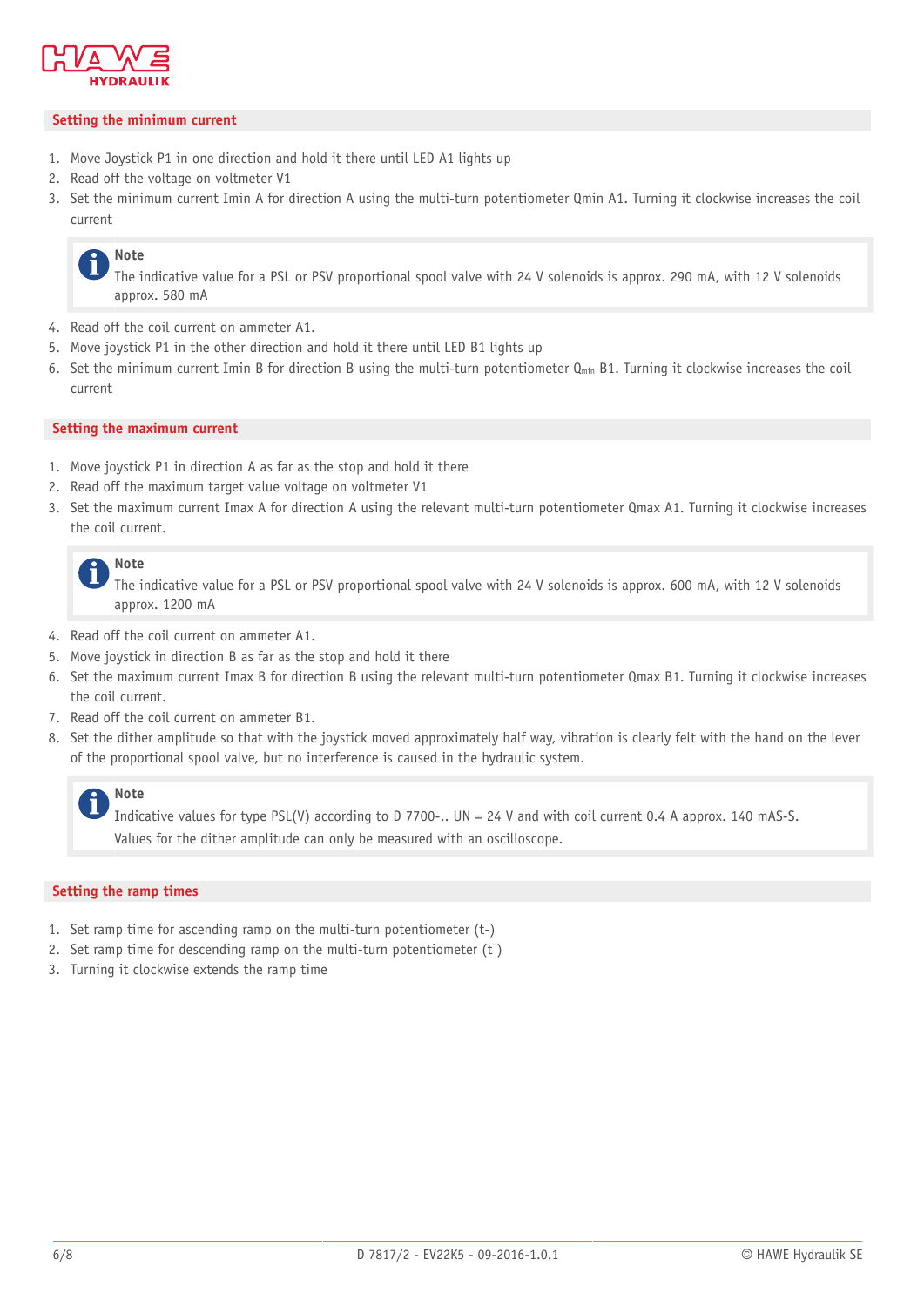## Setting the minimum current

1. Move Joystick P1 in one direction and hold it there until LED A1 lights up
2. Read off the voltage on voltmeter V1
3. Set the minimum current Imin A for direction A using the multi-turn potentiometer Qmin A1. Turning it clockwise increases the coil current

> **Note**
> The indicative value for a PSL or PSV proportional spool valve with 24 V solenoids is approx. 290 mA, with 12 V solenoids approx. 580 mA

4. Read off the coil current on ammeter A1.
5. Move joystick P1 in the other direction and hold it there until LED B1 lights up
6. Set the minimum current Imin B for direction B using the multi-turn potentiometer $Q_{min}$ B1. Turning it clockwise increases the coil current

## Setting the maximum current

1. Move joystick P1 in direction A as far as the stop and hold it there
2. Read off the maximum target value voltage on voltmeter V1
3. Set the maximum current Imax A for direction A using the relevant multi-turn potentiometer Qmax A1. Turning it clockwise increases the coil current.

> **Note**
> The indicative value for a PSL or PSV proportional spool valve with 24 V solenoids is approx. 600 mA, with 12 V solenoids approx. 1200 mA

4. Read off the coil current on ammeter A1.
5. Move joystick in direction B as far as the stop and hold it there
6. Set the maximum current Imax B for direction B using the relevant multi-turn potentiometer Qmax B1. Turning it clockwise increases the coil current.
7. Read off the coil current on ammeter B1.
8. Set the dither amplitude so that with the joystick moved approximately half way, vibration is clearly felt with the hand on the lever of the proportional spool valve, but no interference is caused in the hydraulic system.

> **Note**
> Indicative values for type PSL(V) according to D 7700-.. UN = 24 V and with coil current 0.4 A approx. 140 mAS-S.
> Values for the dither amplitude can only be measured with an oscilloscope.

## Setting the ramp times

1. Set ramp time for ascending ramp on the multi-turn potentiometer (t-)
2. Set ramp time for descending ramp on the multi-turn potentiometer (t¯)
3. Turning it clockwise extends the ramp time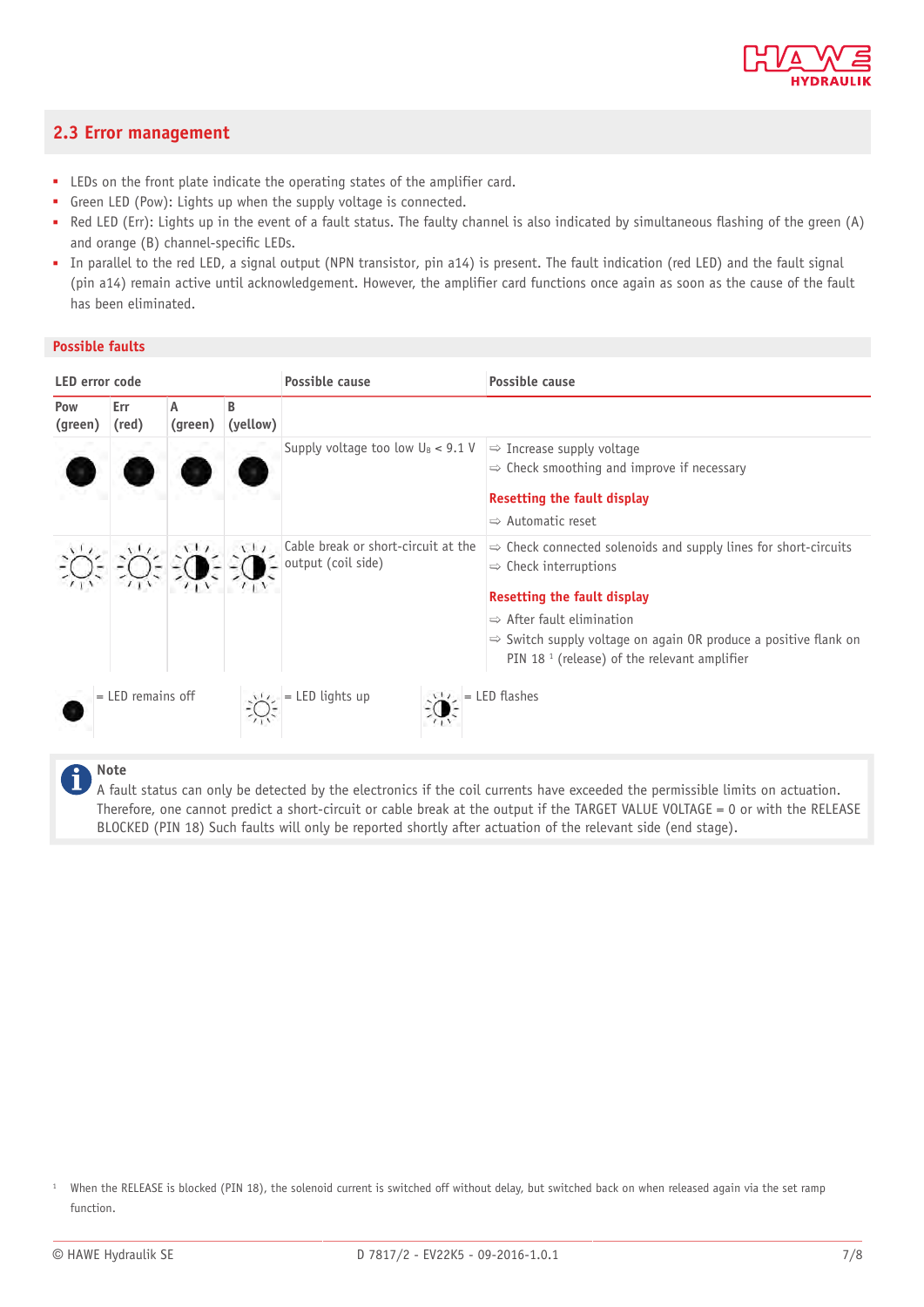## 2.3 Error management

- LEDs on the front plate indicate the operating states of the amplifier card.
- Green LED (Pow): Lights up when the supply voltage is connected.
- Red LED (Err): Lights up in the event of a fault status. The faulty channel is also indicated by simultaneous flashing of the green (A) and orange (B) channel-specific LEDs.
- In parallel to the red LED, a signal output (NPN transistor, pin a14) is present. The fault indication (red LED) and the fault signal (pin a14) remain active until acknowledgement. However, the amplifier card functions once again as soon as the cause of the fault has been eliminated.

### Possible faults

| LED error code | | | | Possible cause | Possible cause |
|---|---|---|---|---|---|
| Pow (green) | Err (red) | A (green) | B (yellow) | | |
| off | off | off | off | Supply voltage too low $U_B$ < 9.1 V | ⇨ Increase supply voltage<br>⇨ Check smoothing and improve if necessary<br><br>**Resetting the fault display**<br>⇨ Automatic reset |
| lights up | lights up | flashes | flashes | Cable break or short-circuit at the output (coil side) | ⇨ Check connected solenoids and supply lines for short-circuits<br>⇨ Check interruptions<br><br>**Resetting the fault display**<br>⇨ After fault elimination<br>⇨ Switch supply voltage on again OR produce a positive flank on PIN 18 [1] (release) of the relevant amplifier |

● = LED remains off ☼ = LED lights up ◐ = LED flashes

**Note**
A fault status can only be detected by the electronics if the coil currents have exceeded the permissible limits on actuation. Therefore, one cannot predict a short-circuit or cable break at the output if the TARGET VALUE VOLTAGE = 0 or with the RELEASE BLOCKED (PIN 18) Such faults will only be reported shortly after actuation of the relevant side (end stage).

[1] When the RELEASE is blocked (PIN 18), the solenoid current is switched off without delay, but switched back on when released again via the set ramp function.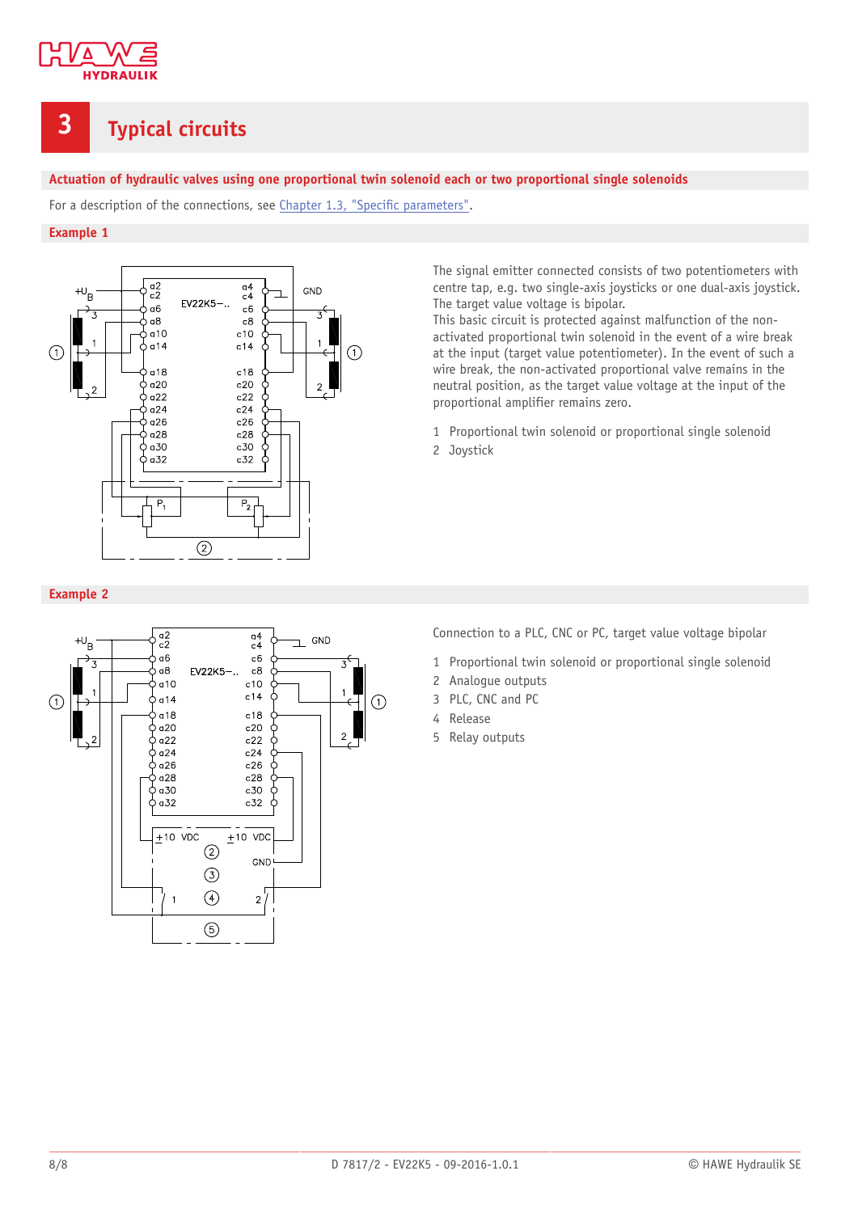# 3 Typical circuits

## Actuation of hydraulic valves using one proportional twin solenoid each or two proportional single solenoids

For a description of the connections, see Chapter 1.3, "Specific parameters".

### Example 1

The signal emitter connected consists of two potentiometers with centre tap, e.g. two single-axis joysticks or one dual-axis joystick. The target value voltage is bipolar.
This basic circuit is protected against malfunction of the non-activated proportional twin solenoid in the event of a wire break at the input (target value potentiometer). In the event of such a wire break, the non-activated proportional valve remains in the neutral position, as the target value voltage at the input of the proportional amplifier remains zero.

1 Proportional twin solenoid or proportional single solenoid
2 Joystick

### Example 2

Connection to a PLC, CNC or PC, target value voltage bipolar

1 Proportional twin solenoid or proportional single solenoid
2 Analogue outputs
3 PLC, CNC and PC
4 Release
5 Relay outputs